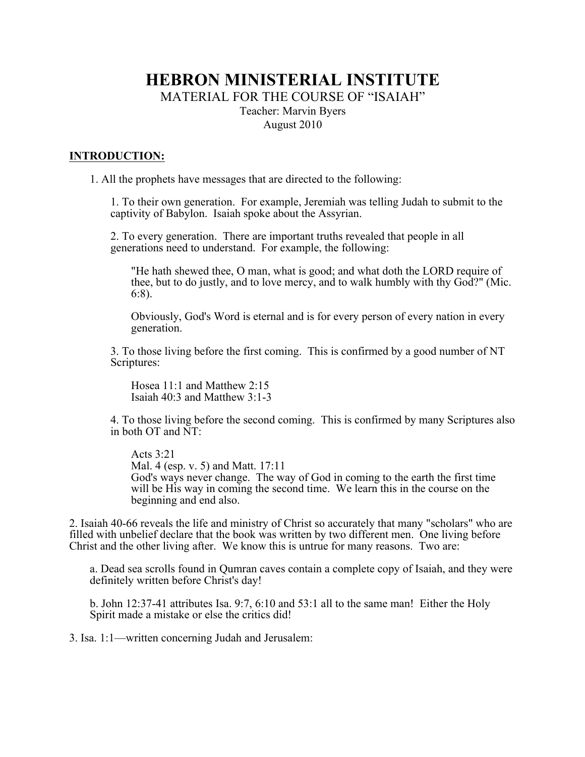# HEBRON MINISTERIAL INSTITUTE

MATERIAL FOR THE COURSE OF "ISAIAH"

Teacher: Marvin Byers

August 2010

## INTRODUCTION:

1. All the prophets have messages that are directed to the following:

   1. To their own generation. For example, Jeremiah was telling Judah to submit to the captivity of Babylon. Isaiah spoke about the Assyrian.

   2. To every generation. There are important truths revealed that people in all generations need to understand. For example, the following:

      "He hath shewed thee, O man, what is good; and what doth the LORD require of thee, but to do justly, and to love mercy, and to walk humbly with thy God?" (Mic. 6:8).

      Obviously, God's Word is eternal and is for every person of every nation in every generation.

   3. To those living before the first coming. This is confirmed by a good number of NT Scriptures:

      Hosea 11:1 and Matthew 2:15
      Isaiah 40:3 and Matthew 3:1-3

   4. To those living before the second coming. This is confirmed by many Scriptures also in both OT and NT:

      Acts 3:21
      Mal. 4 (esp. v. 5) and Matt. 17:11
      God's ways never change. The way of God in coming to the earth the first time will be His way in coming the second time. We learn this in the course on the beginning and end also.

2. Isaiah 40-66 reveals the life and ministry of Christ so accurately that many "scholars" who are filled with unbelief declare that the book was written by two different men. One living before Christ and the other living after. We know this is untrue for many reasons. Two are:

   a. Dead sea scrolls found in Qumran caves contain a complete copy of Isaiah, and they were definitely written before Christ's day!

   b. John 12:37-41 attributes Isa. 9:7, 6:10 and 53:1 all to the same man! Either the Holy Spirit made a mistake or else the critics did!

3. Isa. 1:1—written concerning Judah and Jerusalem: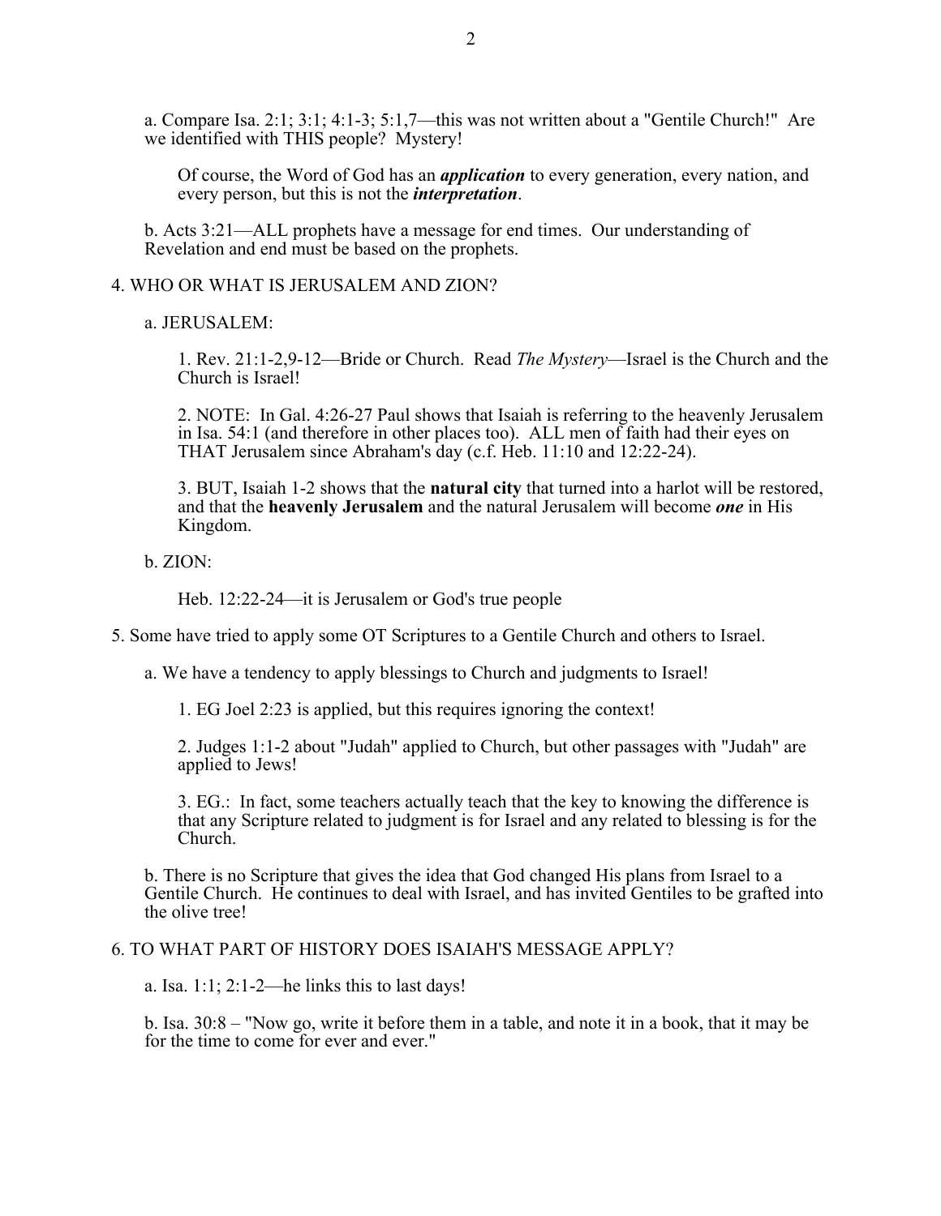a. Compare Isa. 2:1; 3:1; 4:1-3; 5:1,7—this was not written about a "Gentile Church!" Are we identified with THIS people? Mystery!

Of course, the Word of God has an ***application*** to every generation, every nation, and every person, but this is not the ***interpretation***.

b. Acts 3:21—ALL prophets have a message for end times. Our understanding of Revelation and end must be based on the prophets.

4. WHO OR WHAT IS JERUSALEM AND ZION?

a. JERUSALEM:

1. Rev. 21:1-2,9-12—Bride or Church. Read *The Mystery*—Israel is the Church and the Church is Israel!

2. NOTE: In Gal. 4:26-27 Paul shows that Isaiah is referring to the heavenly Jerusalem in Isa. 54:1 (and therefore in other places too). ALL men of faith had their eyes on THAT Jerusalem since Abraham's day (c.f. Heb. 11:10 and 12:22-24).

3. BUT, Isaiah 1-2 shows that the **natural city** that turned into a harlot will be restored, and that the **heavenly Jerusalem** and the natural Jerusalem will become ***one*** in His Kingdom.

b. ZION:

Heb. 12:22-24—it is Jerusalem or God's true people

5. Some have tried to apply some OT Scriptures to a Gentile Church and others to Israel.

a. We have a tendency to apply blessings to Church and judgments to Israel!

1. EG Joel 2:23 is applied, but this requires ignoring the context!

2. Judges 1:1-2 about "Judah" applied to Church, but other passages with "Judah" are applied to Jews!

3. EG.: In fact, some teachers actually teach that the key to knowing the difference is that any Scripture related to judgment is for Israel and any related to blessing is for the Church.

b. There is no Scripture that gives the idea that God changed His plans from Israel to a Gentile Church. He continues to deal with Israel, and has invited Gentiles to be grafted into the olive tree!

6. TO WHAT PART OF HISTORY DOES ISAIAH'S MESSAGE APPLY?

a. Isa. 1:1; 2:1-2—he links this to last days!

b. Isa. 30:8 – "Now go, write it before them in a table, and note it in a book, that it may be for the time to come for ever and ever."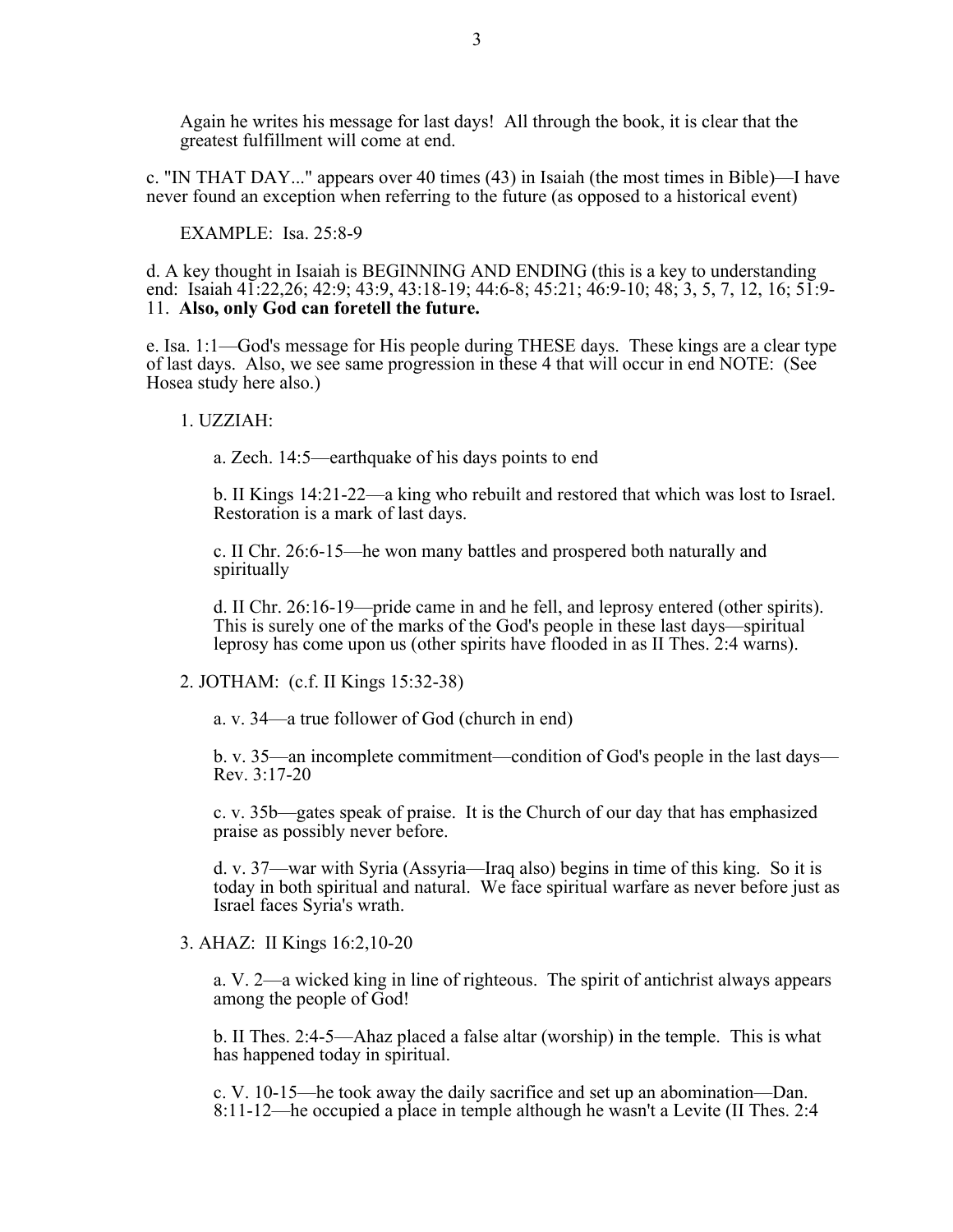Again he writes his message for last days! All through the book, it is clear that the greatest fulfillment will come at end.

c. "IN THAT DAY..." appears over 40 times (43) in Isaiah (the most times in Bible)—I have never found an exception when referring to the future (as opposed to a historical event)

EXAMPLE: Isa. 25:8-9

d. A key thought in Isaiah is BEGINNING AND ENDING (this is a key to understanding end: Isaiah 41:22,26; 42:9; 43:9, 43:18-19; 44:6-8; 45:21; 46:9-10; 48; 3, 5, 7, 12, 16; 51:9-11. **Also, only God can foretell the future.**

e. Isa. 1:1—God's message for His people during THESE days. These kings are a clear type of last days. Also, we see same progression in these 4 that will occur in end NOTE: (See Hosea study here also.)

1. UZZIAH:

   a. Zech. 14:5—earthquake of his days points to end

   b. II Kings 14:21-22—a king who rebuilt and restored that which was lost to Israel. Restoration is a mark of last days.

   c. II Chr. 26:6-15—he won many battles and prospered both naturally and spiritually

   d. II Chr. 26:16-19—pride came in and he fell, and leprosy entered (other spirits). This is surely one of the marks of the God's people in these last days—spiritual leprosy has come upon us (other spirits have flooded in as II Thes. 2:4 warns).

2. JOTHAM: (c.f. II Kings 15:32-38)

   a. v. 34—a true follower of God (church in end)

   b. v. 35—an incomplete commitment—condition of God's people in the last days—Rev. 3:17-20

   c. v. 35b—gates speak of praise. It is the Church of our day that has emphasized praise as possibly never before.

   d. v. 37—war with Syria (Assyria—Iraq also) begins in time of this king. So it is today in both spiritual and natural. We face spiritual warfare as never before just as Israel faces Syria's wrath.

3. AHAZ: II Kings 16:2,10-20

   a. V. 2—a wicked king in line of righteous. The spirit of antichrist always appears among the people of God!

   b. II Thes. 2:4-5—Ahaz placed a false altar (worship) in the temple. This is what has happened today in spiritual.

   c. V. 10-15—he took away the daily sacrifice and set up an abomination—Dan. 8:11-12—he occupied a place in temple although he wasn't a Levite (II Thes. 2:4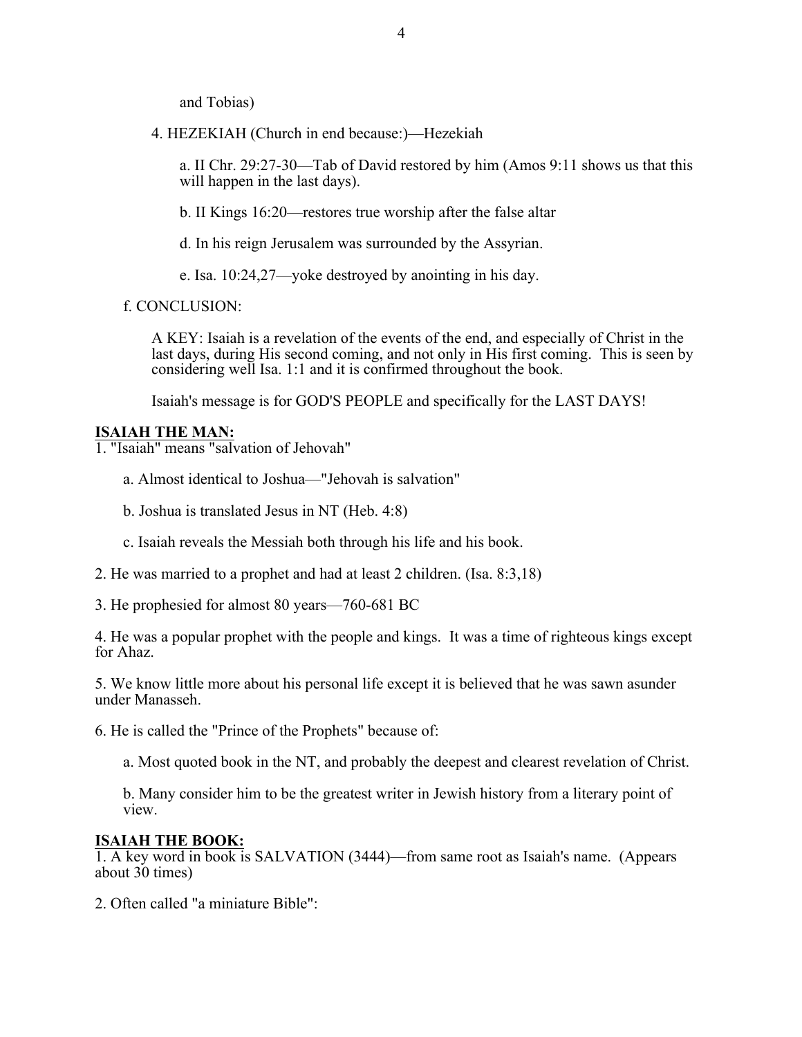and Tobias)

4. HEZEKIAH (Church in end because:)—Hezekiah

a. II Chr. 29:27-30—Tab of David restored by him (Amos 9:11 shows us that this will happen in the last days).

b. II Kings 16:20—restores true worship after the false altar

d. In his reign Jerusalem was surrounded by the Assyrian.

e. Isa. 10:24,27—yoke destroyed by anointing in his day.

f. CONCLUSION:

A KEY: Isaiah is a revelation of the events of the end, and especially of Christ in the last days, during His second coming, and not only in His first coming. This is seen by considering well Isa. 1:1 and it is confirmed throughout the book.

Isaiah's message is for GOD'S PEOPLE and specifically for the LAST DAYS!

**ISAIAH THE MAN:**

1. "Isaiah" means "salvation of Jehovah"

a. Almost identical to Joshua—"Jehovah is salvation"

b. Joshua is translated Jesus in NT (Heb. 4:8)

c. Isaiah reveals the Messiah both through his life and his book.

2. He was married to a prophet and had at least 2 children. (Isa. 8:3,18)

3. He prophesied for almost 80 years—760-681 BC

4. He was a popular prophet with the people and kings. It was a time of righteous kings except for Ahaz.

5. We know little more about his personal life except it is believed that he was sawn asunder under Manasseh.

6. He is called the "Prince of the Prophets" because of:

a. Most quoted book in the NT, and probably the deepest and clearest revelation of Christ.

b. Many consider him to be the greatest writer in Jewish history from a literary point of view.

**ISAIAH THE BOOK:**

1. A key word in book is SALVATION (3444)—from same root as Isaiah's name. (Appears about 30 times)

2. Often called "a miniature Bible":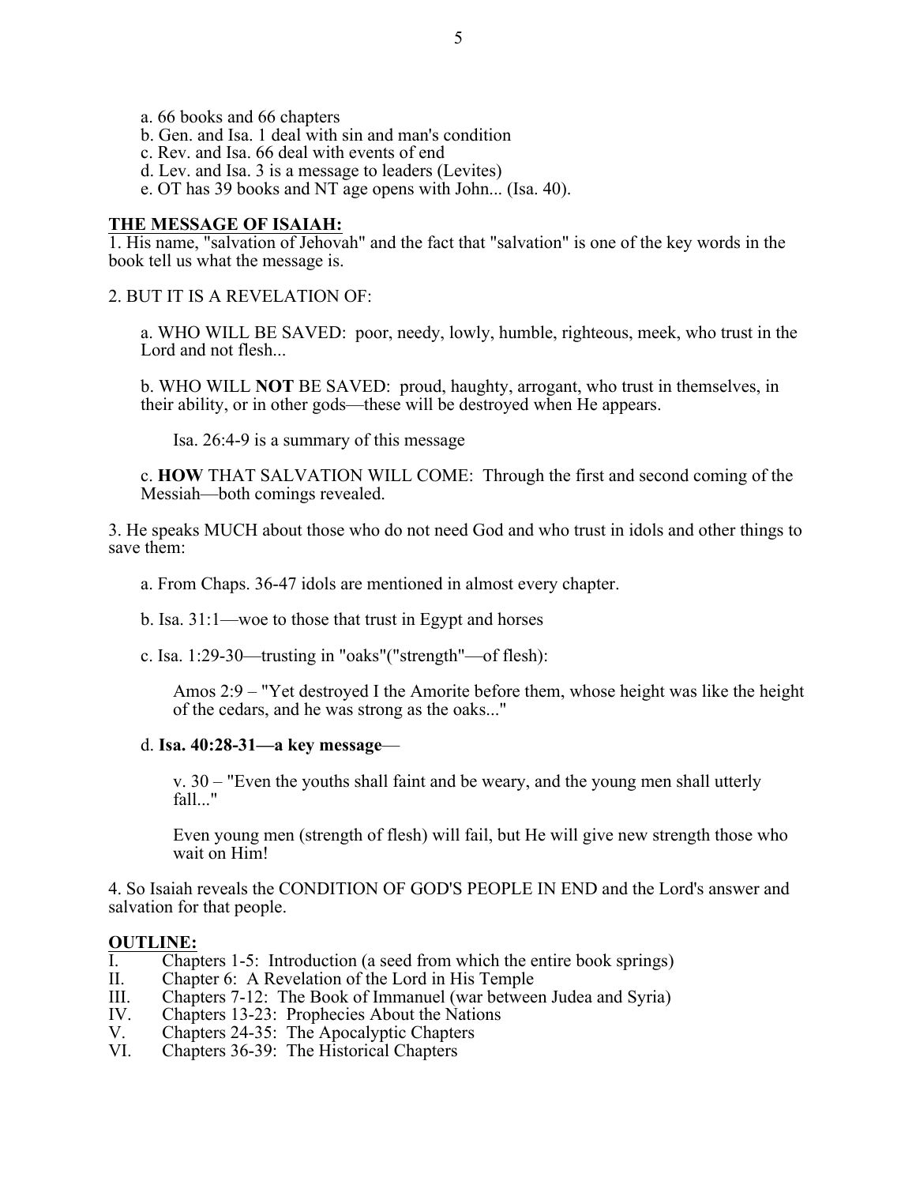a. 66 books and 66 chapters
b. Gen. and Isa. 1 deal with sin and man's condition
c. Rev. and Isa. 66 deal with events of end
d. Lev. and Isa. 3 is a message to leaders (Levites)
e. OT has 39 books and NT age opens with John... (Isa. 40).

## THE MESSAGE OF ISAIAH:

1. His name, "salvation of Jehovah" and the fact that "salvation" is one of the key words in the book tell us what the message is.

2. BUT IT IS A REVELATION OF:

   a. WHO WILL BE SAVED: poor, needy, lowly, humble, righteous, meek, who trust in the Lord and not flesh...

   b. WHO WILL **NOT** BE SAVED: proud, haughty, arrogant, who trust in themselves, in their ability, or in other gods—these will be destroyed when He appears.

      Isa. 26:4-9 is a summary of this message

   c. **HOW** THAT SALVATION WILL COME: Through the first and second coming of the Messiah—both comings revealed.

3. He speaks MUCH about those who do not need God and who trust in idols and other things to save them:

   a. From Chaps. 36-47 idols are mentioned in almost every chapter.

   b. Isa. 31:1—woe to those that trust in Egypt and horses

   c. Isa. 1:29-30—trusting in "oaks"("strength"—of flesh):

      Amos 2:9 – "Yet destroyed I the Amorite before them, whose height was like the height of the cedars, and he was strong as the oaks..."

   d. **Isa. 40:28-31—a key message**—

      v. 30 – "Even the youths shall faint and be weary, and the young men shall utterly fall..."

      Even young men (strength of flesh) will fail, but He will give new strength those who wait on Him!

4. So Isaiah reveals the CONDITION OF GOD'S PEOPLE IN END and the Lord's answer and salvation for that people.

## OUTLINE:

I. Chapters 1-5: Introduction (a seed from which the entire book springs)
II. Chapter 6: A Revelation of the Lord in His Temple
III. Chapters 7-12: The Book of Immanuel (war between Judea and Syria)
IV. Chapters 13-23: Prophecies About the Nations
V. Chapters 24-35: The Apocalyptic Chapters
VI. Chapters 36-39: The Historical Chapters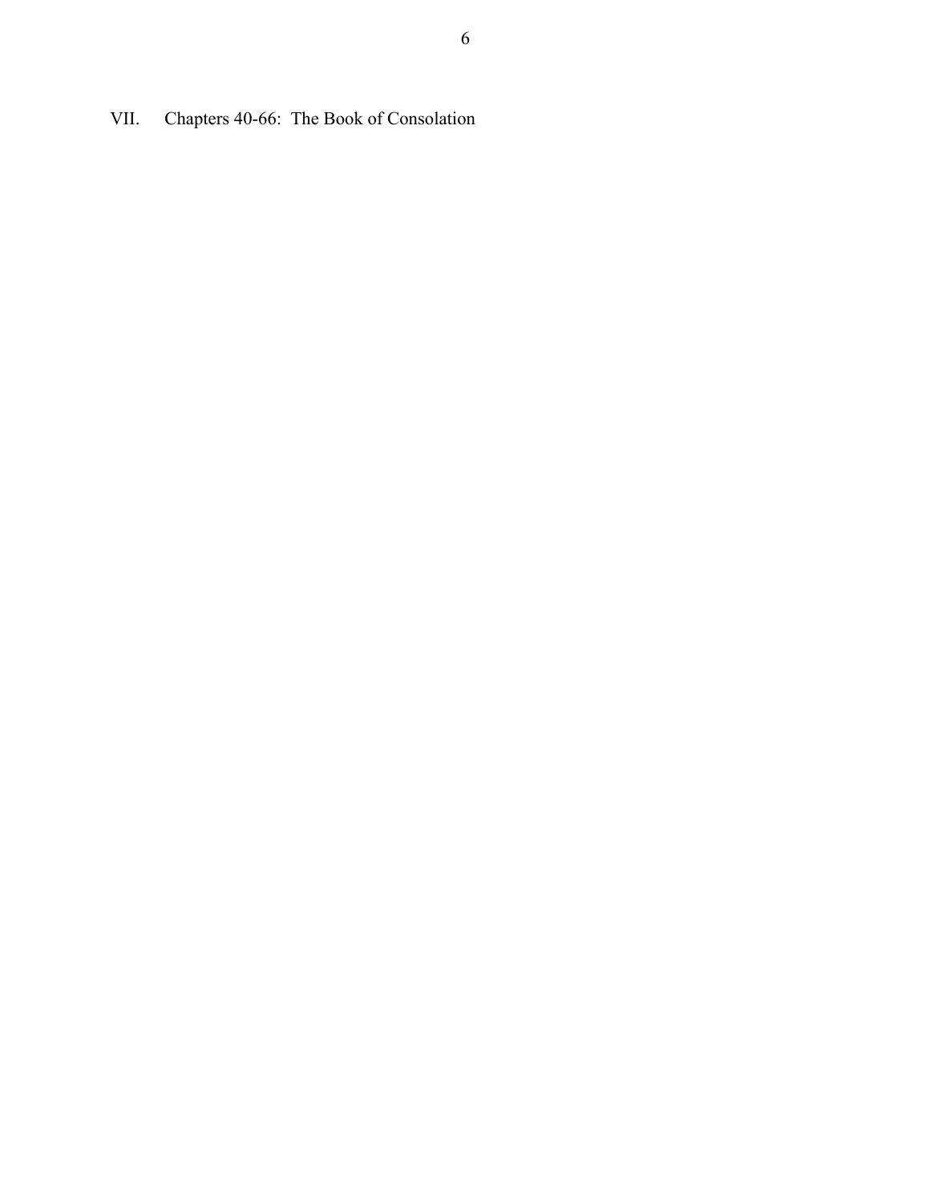## VII. Chapters 40-66: The Book of Consolation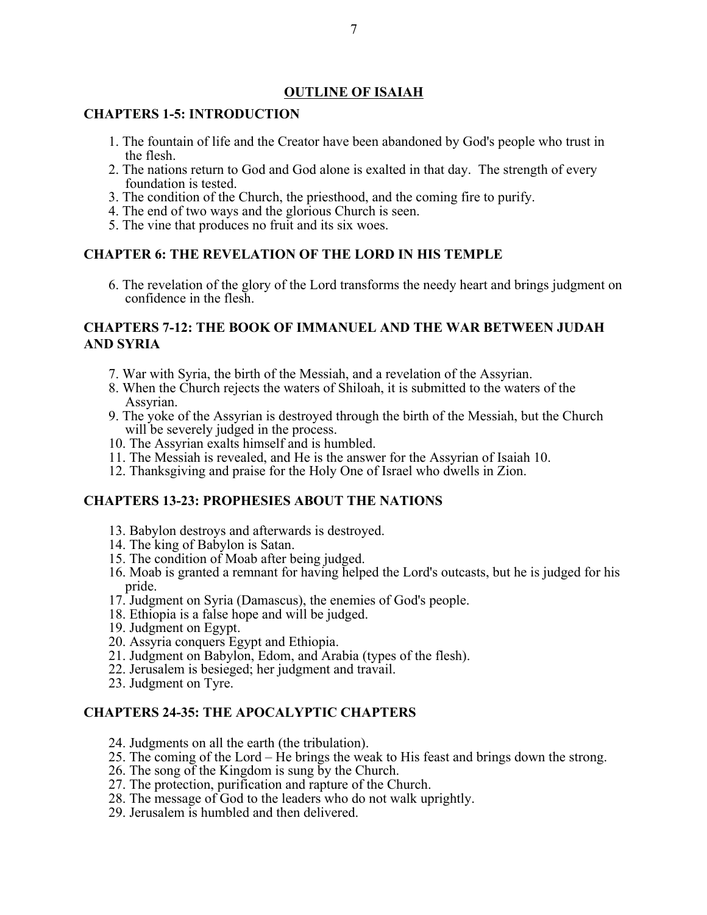## OUTLINE OF ISAIAH

### CHAPTERS 1-5: INTRODUCTION

1. The fountain of life and the Creator have been abandoned by God's people who trust in the flesh.
2. The nations return to God and God alone is exalted in that day. The strength of every foundation is tested.
3. The condition of the Church, the priesthood, and the coming fire to purify.
4. The end of two ways and the glorious Church is seen.
5. The vine that produces no fruit and its six woes.

### CHAPTER 6: THE REVELATION OF THE LORD IN HIS TEMPLE

6. The revelation of the glory of the Lord transforms the needy heart and brings judgment on confidence in the flesh.

### CHAPTERS 7-12: THE BOOK OF IMMANUEL AND THE WAR BETWEEN JUDAH AND SYRIA

7. War with Syria, the birth of the Messiah, and a revelation of the Assyrian.
8. When the Church rejects the waters of Shiloah, it is submitted to the waters of the Assyrian.
9. The yoke of the Assyrian is destroyed through the birth of the Messiah, but the Church will be severely judged in the process.
10. The Assyrian exalts himself and is humbled.
11. The Messiah is revealed, and He is the answer for the Assyrian of Isaiah 10.
12. Thanksgiving and praise for the Holy One of Israel who dwells in Zion.

### CHAPTERS 13-23: PROPHESIES ABOUT THE NATIONS

13. Babylon destroys and afterwards is destroyed.
14. The king of Babylon is Satan.
15. The condition of Moab after being judged.
16. Moab is granted a remnant for having helped the Lord's outcasts, but he is judged for his pride.
17. Judgment on Syria (Damascus), the enemies of God's people.
18. Ethiopia is a false hope and will be judged.
19. Judgment on Egypt.
20. Assyria conquers Egypt and Ethiopia.
21. Judgment on Babylon, Edom, and Arabia (types of the flesh).
22. Jerusalem is besieged; her judgment and travail.
23. Judgment on Tyre.

### CHAPTERS 24-35: THE APOCALYPTIC CHAPTERS

24. Judgments on all the earth (the tribulation).
25. The coming of the Lord – He brings the weak to His feast and brings down the strong.
26. The song of the Kingdom is sung by the Church.
27. The protection, purification and rapture of the Church.
28. The message of God to the leaders who do not walk uprightly.
29. Jerusalem is humbled and then delivered.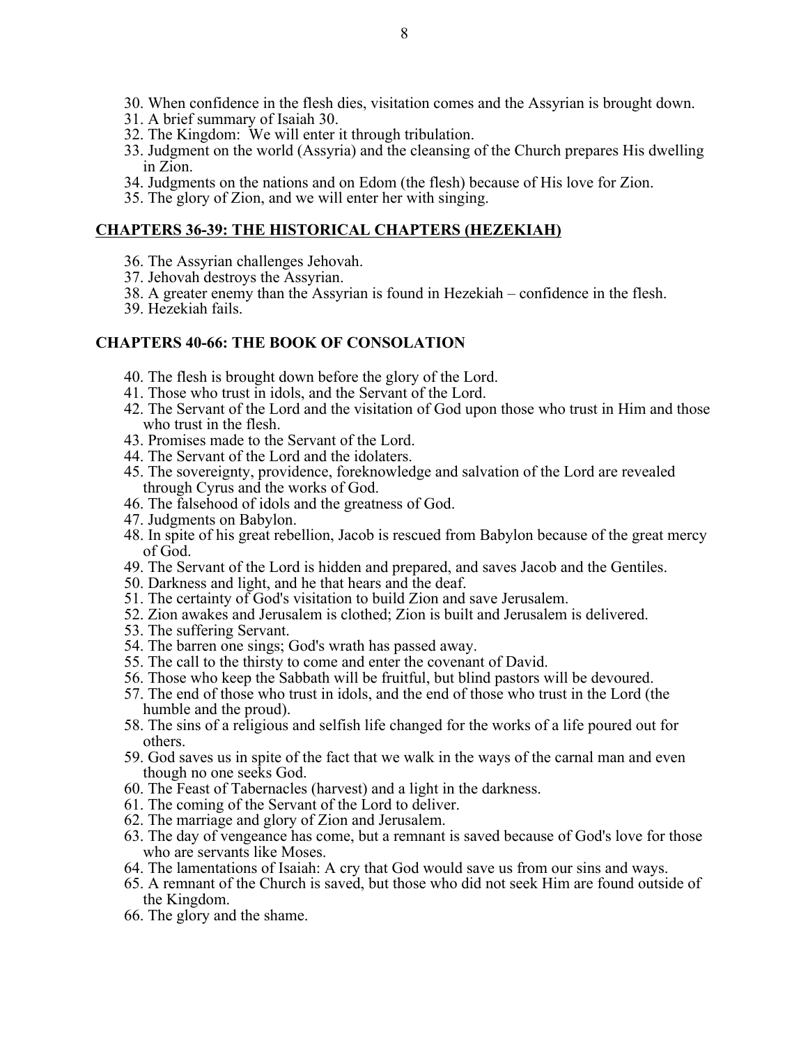30. When confidence in the flesh dies, visitation comes and the Assyrian is brought down.
31. A brief summary of Isaiah 30.
32. The Kingdom: We will enter it through tribulation.
33. Judgment on the world (Assyria) and the cleansing of the Church prepares His dwelling in Zion.
34. Judgments on the nations and on Edom (the flesh) because of His love for Zion.
35. The glory of Zion, and we will enter her with singing.

## CHAPTERS 36-39: THE HISTORICAL CHAPTERS (HEZEKIAH)

36. The Assyrian challenges Jehovah.
37. Jehovah destroys the Assyrian.
38. A greater enemy than the Assyrian is found in Hezekiah – confidence in the flesh.
39. Hezekiah fails.

## CHAPTERS 40-66: THE BOOK OF CONSOLATION

40. The flesh is brought down before the glory of the Lord.
41. Those who trust in idols, and the Servant of the Lord.
42. The Servant of the Lord and the visitation of God upon those who trust in Him and those who trust in the flesh.
43. Promises made to the Servant of the Lord.
44. The Servant of the Lord and the idolaters.
45. The sovereignty, providence, foreknowledge and salvation of the Lord are revealed through Cyrus and the works of God.
46. The falsehood of idols and the greatness of God.
47. Judgments on Babylon.
48. In spite of his great rebellion, Jacob is rescued from Babylon because of the great mercy of God.
49. The Servant of the Lord is hidden and prepared, and saves Jacob and the Gentiles.
50. Darkness and light, and he that hears and the deaf.
51. The certainty of God's visitation to build Zion and save Jerusalem.
52. Zion awakes and Jerusalem is clothed; Zion is built and Jerusalem is delivered.
53. The suffering Servant.
54. The barren one sings; God's wrath has passed away.
55. The call to the thirsty to come and enter the covenant of David.
56. Those who keep the Sabbath will be fruitful, but blind pastors will be devoured.
57. The end of those who trust in idols, and the end of those who trust in the Lord (the humble and the proud).
58. The sins of a religious and selfish life changed for the works of a life poured out for others.
59. God saves us in spite of the fact that we walk in the ways of the carnal man and even though no one seeks God.
60. The Feast of Tabernacles (harvest) and a light in the darkness.
61. The coming of the Servant of the Lord to deliver.
62. The marriage and glory of Zion and Jerusalem.
63. The day of vengeance has come, but a remnant is saved because of God's love for those who are servants like Moses.
64. The lamentations of Isaiah: A cry that God would save us from our sins and ways.
65. A remnant of the Church is saved, but those who did not seek Him are found outside of the Kingdom.
66. The glory and the shame.